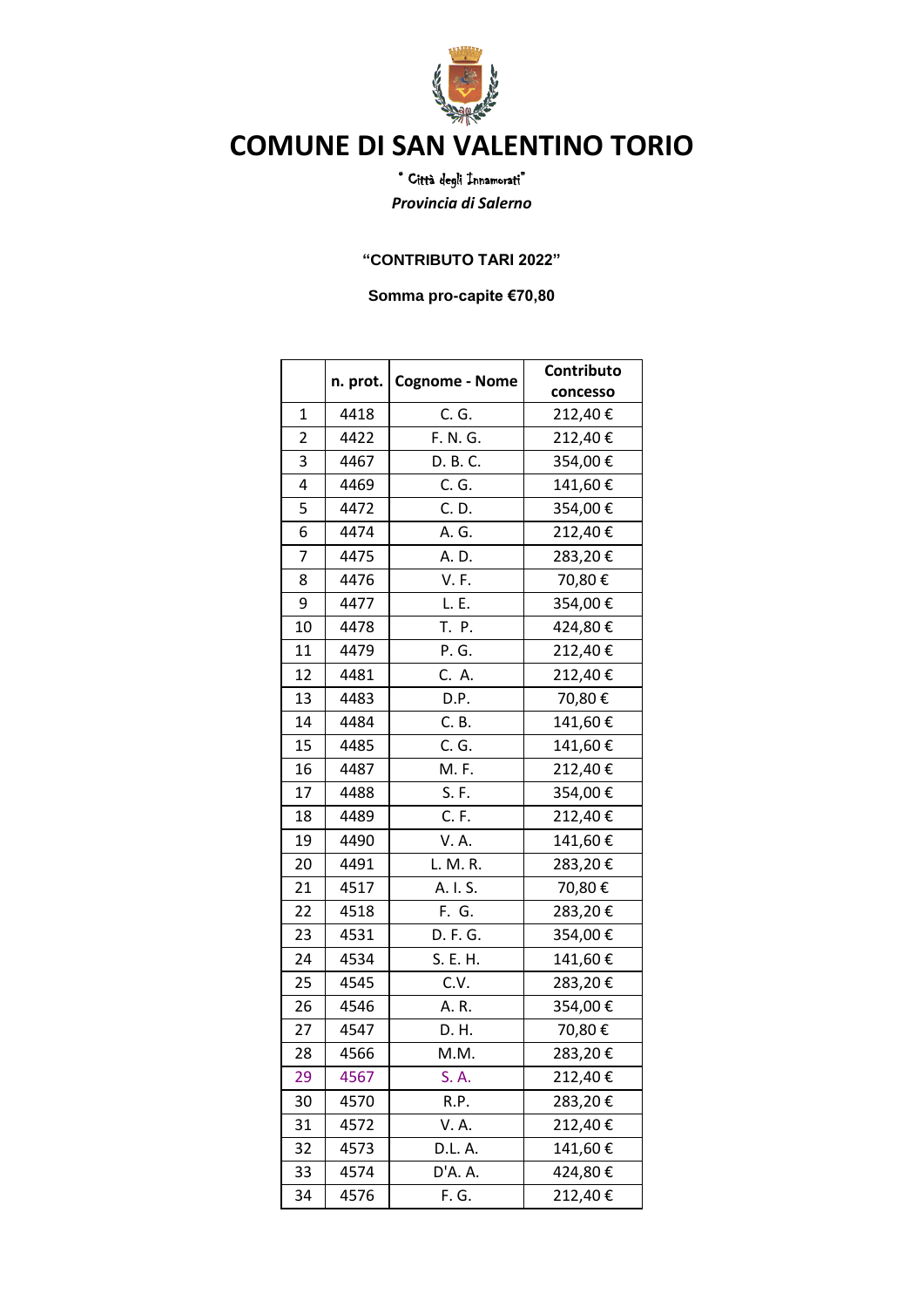# COMUNE DI SAN VALENTINO TORIO

" Città degli Innamorati"

*Provincia di Salerno*

**"CONTRIBUTO TARI 2022"**

**Somma pro-capite €70,80**

| | n. prot. | Cognome - Nome | Contributo concesso |
|---|---|---|---|
| 1 | 4418 | C. G. | 212,40 € |
| 2 | 4422 | F. N. G. | 212,40 € |
| 3 | 4467 | D. B. C. | 354,00 € |
| 4 | 4469 | C. G. | 141,60 € |
| 5 | 4472 | C. D. | 354,00 € |
| 6 | 4474 | A. G. | 212,40 € |
| 7 | 4475 | A. D. | 283,20 € |
| 8 | 4476 | V. F. | 70,80 € |
| 9 | 4477 | L. E. | 354,00 € |
| 10 | 4478 | T. P. | 424,80 € |
| 11 | 4479 | P. G. | 212,40 € |
| 12 | 4481 | C. A. | 212,40 € |
| 13 | 4483 | D.P. | 70,80 € |
| 14 | 4484 | C. B. | 141,60 € |
| 15 | 4485 | C. G. | 141,60 € |
| 16 | 4487 | M. F. | 212,40 € |
| 17 | 4488 | S. F. | 354,00 € |
| 18 | 4489 | C. F. | 212,40 € |
| 19 | 4490 | V. A. | 141,60 € |
| 20 | 4491 | L. M. R. | 283,20 € |
| 21 | 4517 | A. I. S. | 70,80 € |
| 22 | 4518 | F. G. | 283,20 € |
| 23 | 4531 | D. F. G. | 354,00 € |
| 24 | 4534 | S. E. H. | 141,60 € |
| 25 | 4545 | C.V. | 283,20 € |
| 26 | 4546 | A. R. | 354,00 € |
| 27 | 4547 | D. H. | 70,80 € |
| 28 | 4566 | M.M. | 283,20 € |
| 29 | 4567 | S. A. | 212,40 € |
| 30 | 4570 | R.P. | 283,20 € |
| 31 | 4572 | V. A. | 212,40 € |
| 32 | 4573 | D.L. A. | 141,60 € |
| 33 | 4574 | D'A. A. | 424,80 € |
| 34 | 4576 | F. G. | 212,40 € |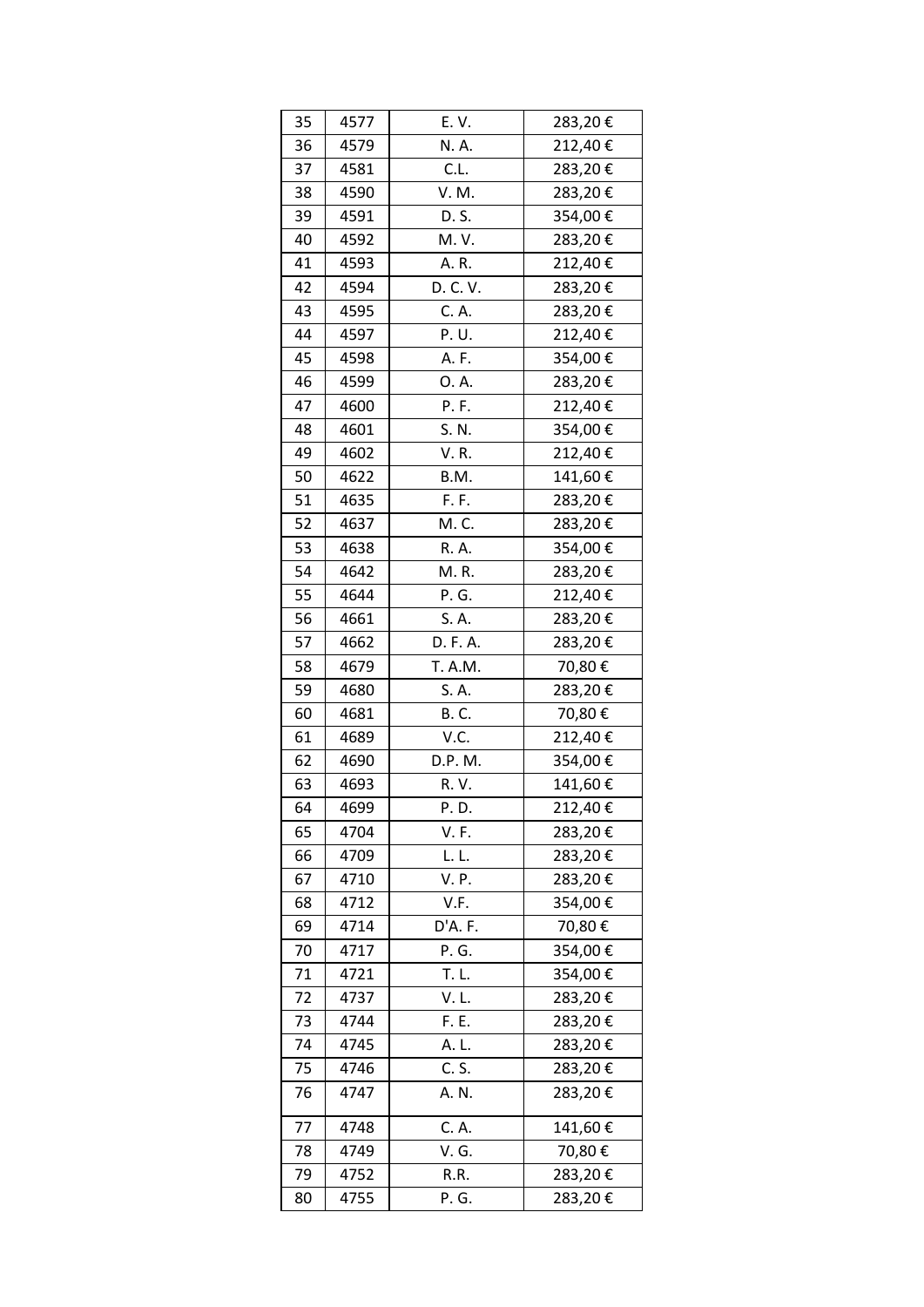| 35 | 4577 | E. V. | 283,20 € |
|---|---|---|---|
| 36 | 4579 | N. A. | 212,40 € |
| 37 | 4581 | C.L. | 283,20 € |
| 38 | 4590 | V. M. | 283,20 € |
| 39 | 4591 | D. S. | 354,00 € |
| 40 | 4592 | M. V. | 283,20 € |
| 41 | 4593 | A. R. | 212,40 € |
| 42 | 4594 | D. C. V. | 283,20 € |
| 43 | 4595 | C. A. | 283,20 € |
| 44 | 4597 | P. U. | 212,40 € |
| 45 | 4598 | A. F. | 354,00 € |
| 46 | 4599 | O. A. | 283,20 € |
| 47 | 4600 | P. F. | 212,40 € |
| 48 | 4601 | S. N. | 354,00 € |
| 49 | 4602 | V. R. | 212,40 € |
| 50 | 4622 | B.M. | 141,60 € |
| 51 | 4635 | F. F. | 283,20 € |
| 52 | 4637 | M. C. | 283,20 € |
| 53 | 4638 | R. A. | 354,00 € |
| 54 | 4642 | M. R. | 283,20 € |
| 55 | 4644 | P. G. | 212,40 € |
| 56 | 4661 | S. A. | 283,20 € |
| 57 | 4662 | D. F. A. | 283,20 € |
| 58 | 4679 | T. A.M. | 70,80 € |
| 59 | 4680 | S. A. | 283,20 € |
| 60 | 4681 | B. C. | 70,80 € |
| 61 | 4689 | V.C. | 212,40 € |
| 62 | 4690 | D.P. M. | 354,00 € |
| 63 | 4693 | R. V. | 141,60 € |
| 64 | 4699 | P. D. | 212,40 € |
| 65 | 4704 | V. F. | 283,20 € |
| 66 | 4709 | L. L. | 283,20 € |
| 67 | 4710 | V. P. | 283,20 € |
| 68 | 4712 | V.F. | 354,00 € |
| 69 | 4714 | D'A. F. | 70,80 € |
| 70 | 4717 | P. G. | 354,00 € |
| 71 | 4721 | T. L. | 354,00 € |
| 72 | 4737 | V. L. | 283,20 € |
| 73 | 4744 | F. E. | 283,20 € |
| 74 | 4745 | A. L. | 283,20 € |
| 75 | 4746 | C. S. | 283,20 € |
| 76 | 4747 | A. N. | 283,20 € |
| 77 | 4748 | C. A. | 141,60 € |
| 78 | 4749 | V. G. | 70,80 € |
| 79 | 4752 | R.R. | 283,20 € |
| 80 | 4755 | P. G. | 283,20 € |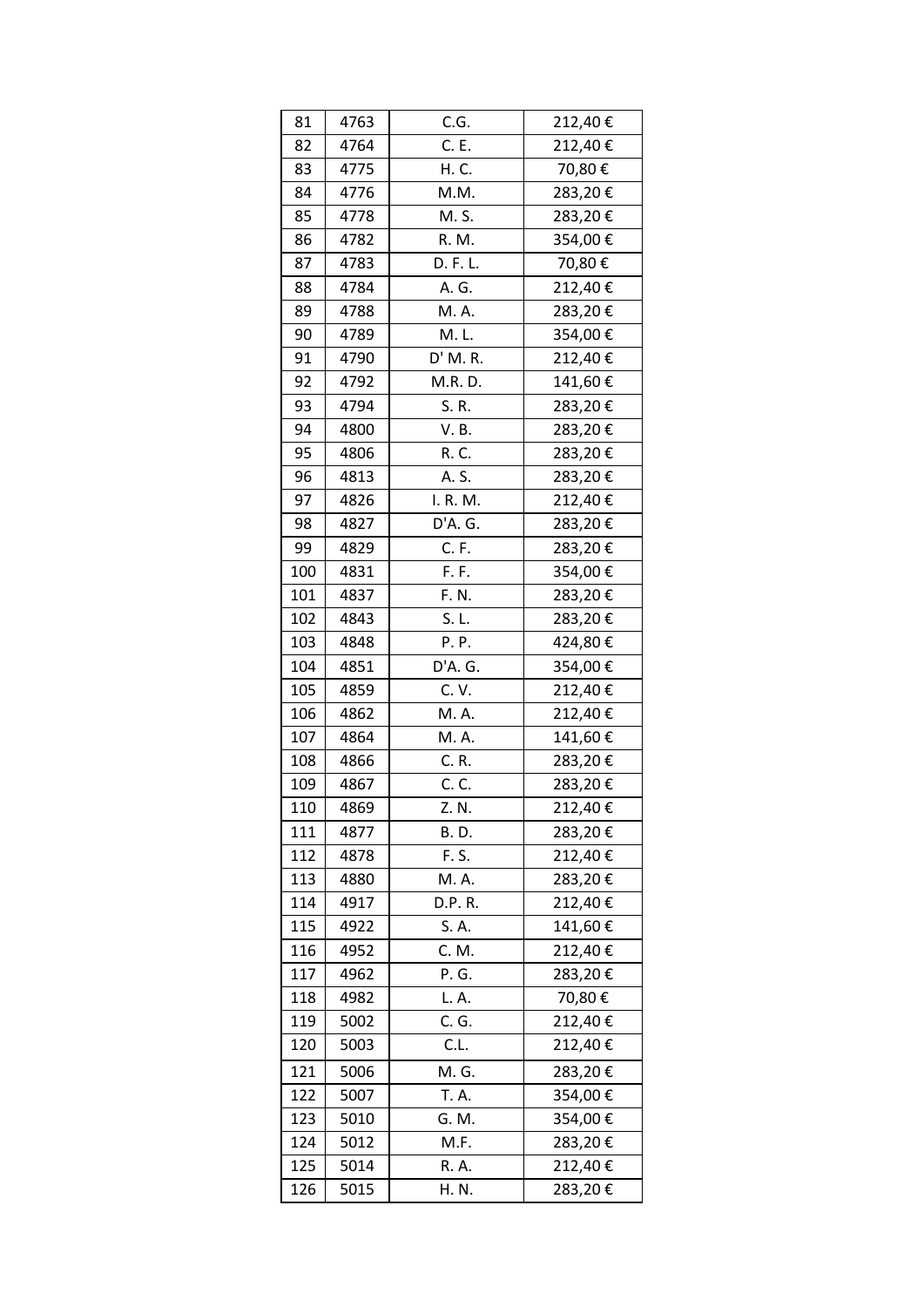| 81 | 4763 | C.G. | 212,40 € |
|---|---|---|---|
| 82 | 4764 | C. E. | 212,40 € |
| 83 | 4775 | H. C. | 70,80 € |
| 84 | 4776 | M.M. | 283,20 € |
| 85 | 4778 | M. S. | 283,20 € |
| 86 | 4782 | R. M. | 354,00 € |
| 87 | 4783 | D. F. L. | 70,80 € |
| 88 | 4784 | A. G. | 212,40 € |
| 89 | 4788 | M. A. | 283,20 € |
| 90 | 4789 | M. L. | 354,00 € |
| 91 | 4790 | D' M. R. | 212,40 € |
| 92 | 4792 | M.R. D. | 141,60 € |
| 93 | 4794 | S. R. | 283,20 € |
| 94 | 4800 | V. B. | 283,20 € |
| 95 | 4806 | R. C. | 283,20 € |
| 96 | 4813 | A. S. | 283,20 € |
| 97 | 4826 | I. R. M. | 212,40 € |
| 98 | 4827 | D'A. G. | 283,20 € |
| 99 | 4829 | C. F. | 283,20 € |
| 100 | 4831 | F. F. | 354,00 € |
| 101 | 4837 | F. N. | 283,20 € |
| 102 | 4843 | S. L. | 283,20 € |
| 103 | 4848 | P. P. | 424,80 € |
| 104 | 4851 | D'A. G. | 354,00 € |
| 105 | 4859 | C. V. | 212,40 € |
| 106 | 4862 | M. A. | 212,40 € |
| 107 | 4864 | M. A. | 141,60 € |
| 108 | 4866 | C. R. | 283,20 € |
| 109 | 4867 | C. C. | 283,20 € |
| 110 | 4869 | Z. N. | 212,40 € |
| 111 | 4877 | B. D. | 283,20 € |
| 112 | 4878 | F. S. | 212,40 € |
| 113 | 4880 | M. A. | 283,20 € |
| 114 | 4917 | D.P. R. | 212,40 € |
| 115 | 4922 | S. A. | 141,60 € |
| 116 | 4952 | C. M. | 212,40 € |
| 117 | 4962 | P. G. | 283,20 € |
| 118 | 4982 | L. A. | 70,80 € |
| 119 | 5002 | C. G. | 212,40 € |
| 120 | 5003 | C.L. | 212,40 € |
| 121 | 5006 | M. G. | 283,20 € |
| 122 | 5007 | T. A. | 354,00 € |
| 123 | 5010 | G. M. | 354,00 € |
| 124 | 5012 | M.F. | 283,20 € |
| 125 | 5014 | R. A. | 212,40 € |
| 126 | 5015 | H. N. | 283,20 € |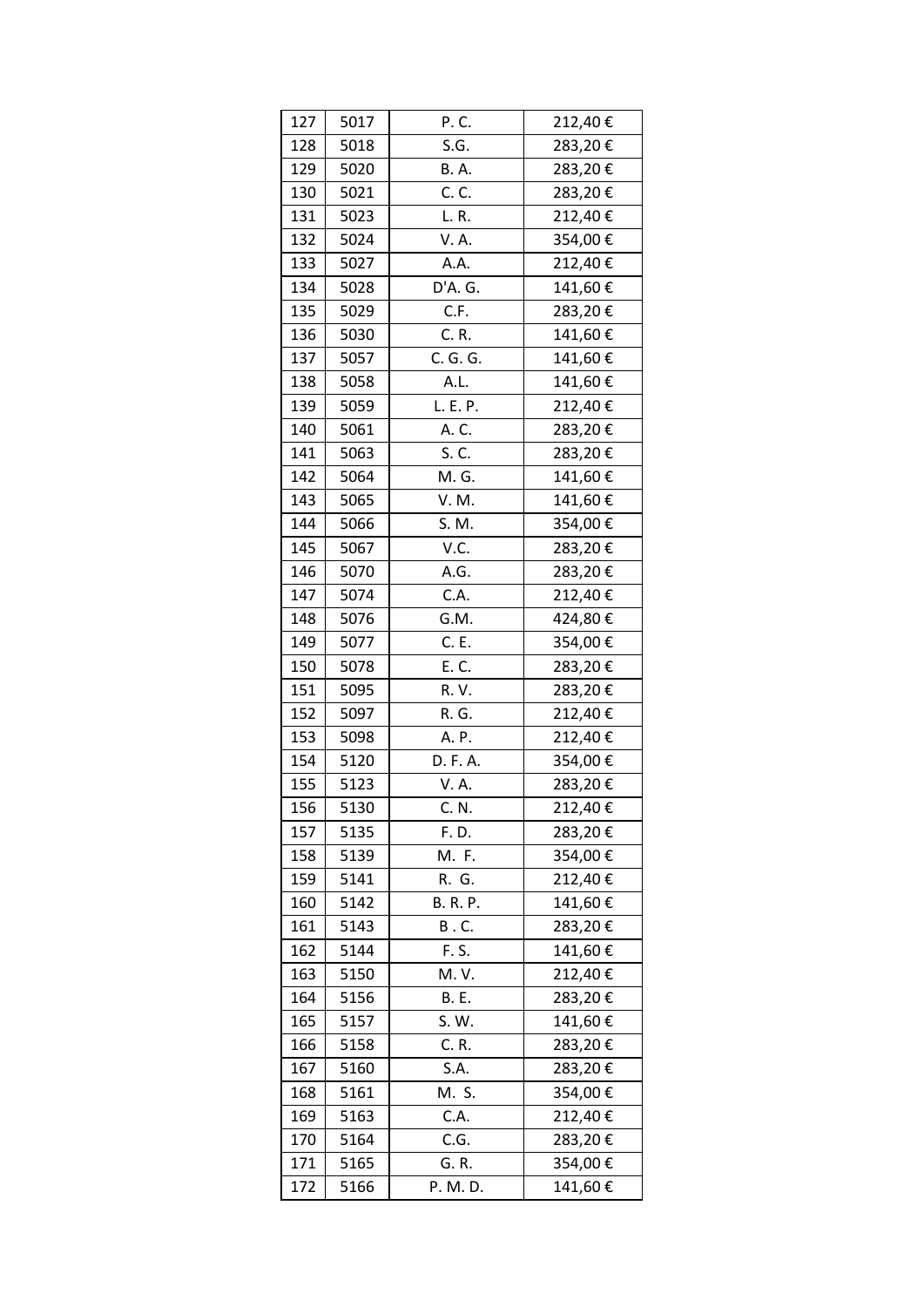| 127 | 5017 | P. C. | 212,40 € |
|---|---|---|---|
| 128 | 5018 | S.G. | 283,20 € |
| 129 | 5020 | B. A. | 283,20 € |
| 130 | 5021 | C. C. | 283,20 € |
| 131 | 5023 | L. R. | 212,40 € |
| 132 | 5024 | V. A. | 354,00 € |
| 133 | 5027 | A.A. | 212,40 € |
| 134 | 5028 | D'A. G. | 141,60 € |
| 135 | 5029 | C.F. | 283,20 € |
| 136 | 5030 | C. R. | 141,60 € |
| 137 | 5057 | C. G. G. | 141,60 € |
| 138 | 5058 | A.L. | 141,60 € |
| 139 | 5059 | L. E. P. | 212,40 € |
| 140 | 5061 | A. C. | 283,20 € |
| 141 | 5063 | S. C. | 283,20 € |
| 142 | 5064 | M. G. | 141,60 € |
| 143 | 5065 | V. M. | 141,60 € |
| 144 | 5066 | S. M. | 354,00 € |
| 145 | 5067 | V.C. | 283,20 € |
| 146 | 5070 | A.G. | 283,20 € |
| 147 | 5074 | C.A. | 212,40 € |
| 148 | 5076 | G.M. | 424,80 € |
| 149 | 5077 | C. E. | 354,00 € |
| 150 | 5078 | E. C. | 283,20 € |
| 151 | 5095 | R. V. | 283,20 € |
| 152 | 5097 | R. G. | 212,40 € |
| 153 | 5098 | A. P. | 212,40 € |
| 154 | 5120 | D. F. A. | 354,00 € |
| 155 | 5123 | V. A. | 283,20 € |
| 156 | 5130 | C. N. | 212,40 € |
| 157 | 5135 | F. D. | 283,20 € |
| 158 | 5139 | M. F. | 354,00 € |
| 159 | 5141 | R. G. | 212,40 € |
| 160 | 5142 | B. R. P. | 141,60 € |
| 161 | 5143 | B . C. | 283,20 € |
| 162 | 5144 | F. S. | 141,60 € |
| 163 | 5150 | M. V. | 212,40 € |
| 164 | 5156 | B. E. | 283,20 € |
| 165 | 5157 | S. W. | 141,60 € |
| 166 | 5158 | C. R. | 283,20 € |
| 167 | 5160 | S.A. | 283,20 € |
| 168 | 5161 | M. S. | 354,00 € |
| 169 | 5163 | C.A. | 212,40 € |
| 170 | 5164 | C.G. | 283,20 € |
| 171 | 5165 | G. R. | 354,00 € |
| 172 | 5166 | P. M. D. | 141,60 € |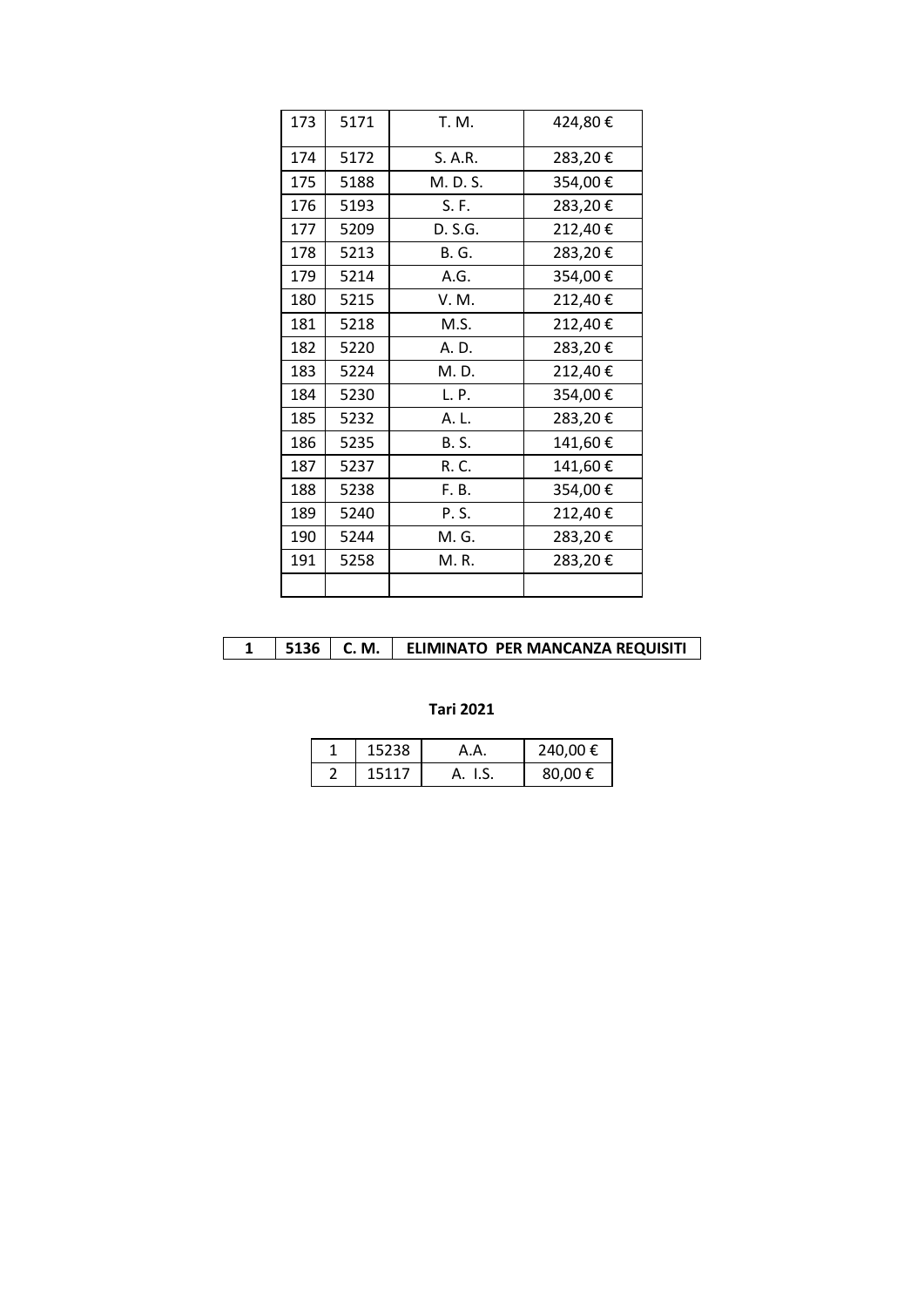| | | | |
|---|---|---|---|
| 173 | 5171 | T. M. | 424,80 € |
| 174 | 5172 | S. A.R. | 283,20 € |
| 175 | 5188 | M. D. S. | 354,00 € |
| 176 | 5193 | S. F. | 283,20 € |
| 177 | 5209 | D. S.G. | 212,40 € |
| 178 | 5213 | B. G. | 283,20 € |
| 179 | 5214 | A.G. | 354,00 € |
| 180 | 5215 | V. M. | 212,40 € |
| 181 | 5218 | M.S. | 212,40 € |
| 182 | 5220 | A. D. | 283,20 € |
| 183 | 5224 | M. D. | 212,40 € |
| 184 | 5230 | L. P. | 354,00 € |
| 185 | 5232 | A. L. | 283,20 € |
| 186 | 5235 | B. S. | 141,60 € |
| 187 | 5237 | R. C. | 141,60 € |
| 188 | 5238 | F. B. | 354,00 € |
| 189 | 5240 | P. S. | 212,40 € |
| 190 | 5244 | M. G. | 283,20 € |
| 191 | 5258 | M. R. | 283,20 € |
| | | | |

| | | | |
|---|---|---|---|
| **1** | **5136** | **C. M.** | **ELIMINATO PER MANCANZA REQUISITI** |

**Tari 2021**

| | | | |
|---|---|---|---|
| 1 | 15238 | A.A. | 240,00 € |
| 2 | 15117 | A. I.S. | 80,00 € |